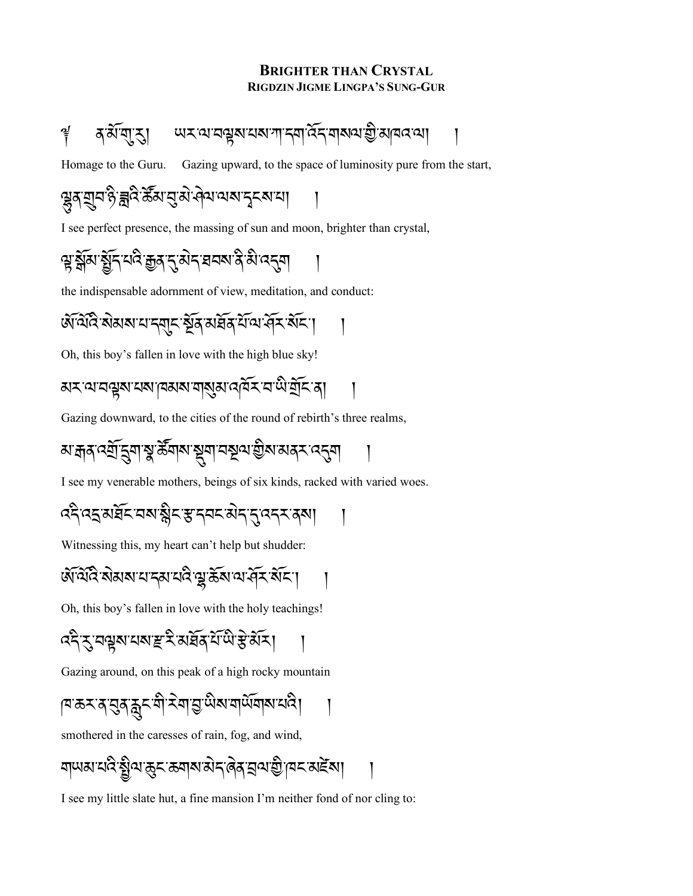# BRIGHTER THAN CRYSTAL

## RIGDZIN JIGME LINGPA'S SUNG-GUR

༄། ན་མོ་གུ་རུ། ཡར་ལ་བལྟས་པས་ཀ་དག་འོད་གསལ་གྱི་མཁའ་ལ། །

Homage to the Guru. Gazing upward, to the space of luminosity pure from the start,

ལྷུན་གྲུབ་ཉི་ཟླའི་ཚོམ་བུ་མེ་ཤེལ་ལས་དྭངས་པ། །

I see perfect presence, the massing of sun and moon, brighter than crystal,

ལྟ་སྒོམ་སྤྱོད་པའི་རྒྱན་དུ་མེད་ཐབས་ནི་མི་འདུག །

the indispensable adornment of view, meditation, and conduct:

ཨོ་ལོའི་སེམས་པ་དགུང་སྔོན་མཐོན་པོ་ལ་ཤོར་སོང་། །

Oh, this boy's fallen in love with the high blue sky!

མར་ལ་བལྟས་པས་ཁམས་གསུམ་འཁོར་བ་ཡི་གྲོང་ན། །

Gazing downward, to the cities of the round of rebirth's three realms,

མ་རྒན་འགྲོ་དྲུག་སྣ་ཚོགས་སྡུག་བསྔལ་གྱིས་མནར་འདུག །

I see my venerable mothers, beings of six kinds, racked with varied woes.

འདི་འདྲ་མཐོང་བས་སྙིང་རྩ་དབང་མེད་དུ་འདར་ནས། །

Witnessing this, my heart can't help but shudder:

ཨོ་ལོའི་སེམས་པ་དམ་པའི་ལྷ་ཆོས་ལ་ཤོར་སོང་། །

Oh, this boy's fallen in love with the holy teachings!

འདི་རུ་བལྟས་པས་བྲག་རི་མཐོན་པོ་ཡི་རྩེ་མོར། །

Gazing around, on this peak of a high rocky mountain

ཁ་ཆར་ན་བུན་རླུང་གི་རེག་བྱ་ཡིས་གཡོགས་པའི། །

smothered in the caresses of rain, fog, and wind,

གཡམ་པའི་སྤྱིལ་ཆུང་ཆགས་མེད་ཞེན་བྲལ་གྱི་ཁང་མཛེས། །

I see my little slate hut, a fine mansion I'm neither fond of nor cling to: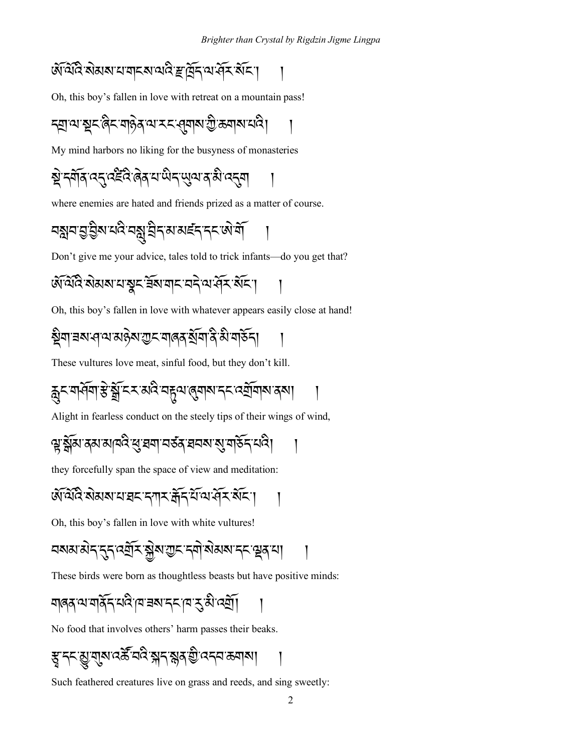ཨོ་ལོའི་སེམས་པ་གངས་ལའི་རྫ་ཁྲོད་ལ་ཞེན་སོང་། །

Oh, this boy's fallen in love with retreat on a mountain pass!

དགྲ་ལ་སྡང་ཞིང་གཉེན་ལ་རང་ཤུགས་ཀྱི་ཆགས་པའི། །

My mind harbors no liking for the busyness of monasteries

སྡེ་དགོན་འདུ་འཛིའི་ཞེན་པ་ཡིད་ཡུལ་ན་མི་འདུག །

where enemies are hated and friends prized as a matter of course.

བསླབ་བྱ་བྱིས་པའི་བསླུ་བྲིད་མ་མཛད་དང་ཨེ་གོ །

Don't give me your advice, tales told to trick infants—do you get that?

ཨོ་ལོའི་སེམས་པ་སྣང་གྲོགས་གང་བདེ་ལ་ཞེན་སོང་། །

Oh, this boy's fallen in love with whatever appears easily close at hand!

སྡིག་ཟས་ཤ་ལ་མཆེས་ཀྱང་གཞན་སྲོག་ནི་མི་གཅོད། །

These vultures love meat, sinful food, but they don't kill.

རླུང་གཤོག་རྩེ་སྒྲོ་ངར་མའི་བརྟུལ་ཞུགས་དང་འགྲོགས་ནས། །

Alight in fearless conduct on the steely tips of their wings of wind,

ལྟ་སྒོམ་ནམ་མཁའི་ཕུ་ཐག་བཙན་ཐབས་སུ་གཅོད་པའི། །

they forcefully span the space of view and meditation:

ཨོ་ལོའི་སེམས་པ་ཐང་དཀར་རྒོད་པོ་ལ་ཞེན་སོང་། །

Oh, this boy's fallen in love with white vultures!

བསམ་མེད་དུད་འགྲོར་སྐྱེས་ཀྱང་དགེ་སེམས་དང་ལྡན་པ། །

These birds were born as thoughtless beasts but have positive minds:

གཞན་ལ་གནོད་པའི་ཁ་ཟས་དང་ཁ་རུ་མི་འགྲོ། །

No food that involves others' harm passes their beaks.

རྩྭ་དང་མྱུ་གུས་འཚོ་བའི་སྐད་སྙན་གྱི་འདབ་ཆགས། །

Such feathered creatures live on grass and reeds, and sing sweetly: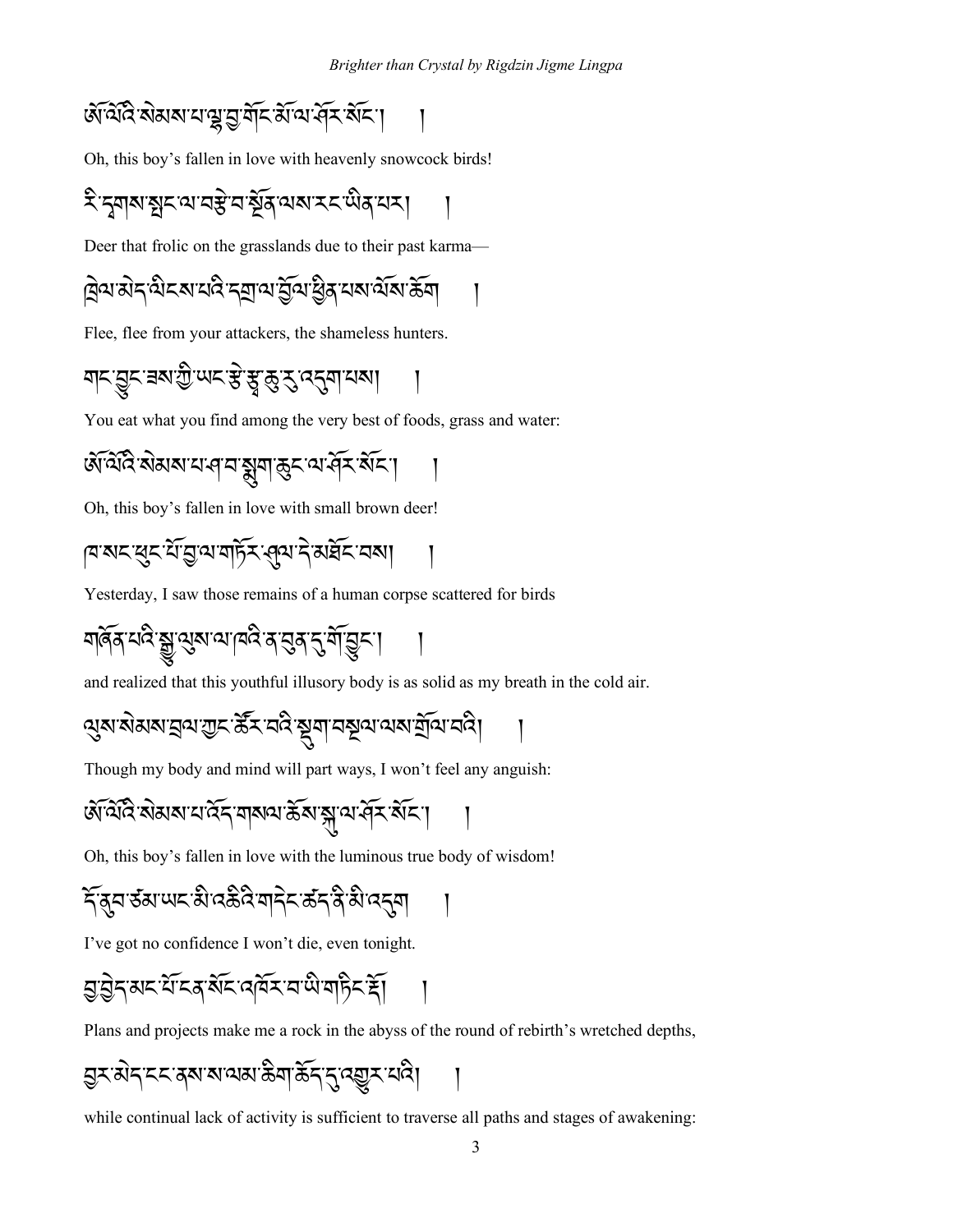ཨོ་ལོའི་སེམས་པ་ལྷ་བྱ་གོང་མོ་ལ་ཤོར་སོང་། །

Oh, this boy's fallen in love with heavenly snowcock birds!

རི་དྭགས་སྤང་ལ་བརྩེ་བ་སྔོན་ལས་རང་ཡིན་པར། །

Deer that frolic on the grasslands due to their past karma—

ཁྲེལ་མེད་ལིངས་པའི་དགྲ་ལ་བྲོལ་ཕྱིན་པས་ལོས་ཆོག །

Flee, flee from your attackers, the shameless hunters.

གང་བྱུང་ཟས་ཀྱི་ཡང་རྩེ་རྩྭ་ཆུ་རུ་འདུག་པས། །

You eat what you find among the very best of foods, grass and water:

ཨོ་ལོའི་སེམས་པ་ཤ་བ་སྨུག་ཆུང་ལ་ཤོར་སོང་། །

Oh, this boy's fallen in love with small brown deer!

ཁ་སང་ཕུང་པོ་བྱ་ལ་གཏོར་ཤུལ་དེ་མཐོང་བས། །

Yesterday, I saw those remains of a human corpse scattered for birds

གཞོན་པའི་སྒྱུ་ལུས་ལ་ཁའི་ན་བུན་དུ་གོ་བྱུང་། །

and realized that this youthful illusory body is as solid as my breath in the cold air.

ལུས་སེམས་ཁྲལ་ཀྱང་ཚོར་བའི་སྡུག་བསྔལ་ལས་གྲོལ་བའི། །

Though my body and mind will part ways, I won't feel any anguish:

ཨོ་ལོའི་སེམས་པ་འོད་གསལ་ཆོས་སྐུ་ལ་ཤོར་སོང་། །

Oh, this boy's fallen in love with the luminous true body of wisdom!

དོ་ནུབ་ཙམ་ཡང་མི་འཆིའི་གདེང་ཚད་ནི་མི་འདུག །

I've got no confidence I won't die, even tonight.

བྱ་བྱེད་མང་པོ་ངན་སོང་འཁོར་བ་ཡི་གཏིང་རྡོ། །

Plans and projects make me a rock in the abyss of the round of rebirth's wretched depths,

བྱར་མེད་ངང་ནས་ས་ལམ་ཆིག་ཆོད་དུ་འགྱུར་པའི། །

while continual lack of activity is sufficient to traverse all paths and stages of awakening: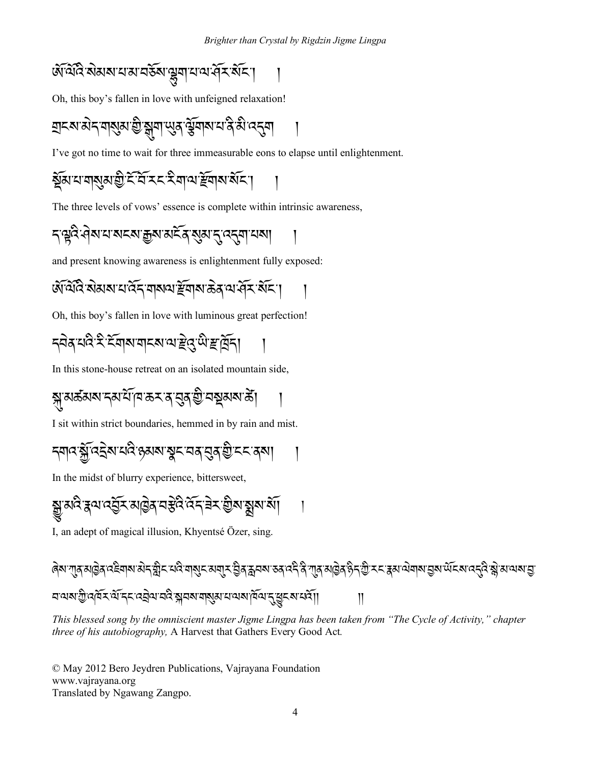ཨོ་ལོའི་སེམས་པ་མ་བཅོས་ལྷུག་པ་ལ་ཞེན་སོང་། །

Oh, this boy's fallen in love with unfeigned relaxation!

གྲངས་མེད་གསུམ་གྱི་སྐུག་ཡུན་ལྟོགས་པ་ནི་མི་འདུག །

I've got no time to wait for three immeasurable eons to elapse until enlightenment.

སྡོམ་པ་གསུམ་གྱི་ངོ་བོ་རང་རིག་ལ་རྫོགས་སོང་། །

The three levels of vows' essence is complete within intrinsic awareness,

ད་ལྟའི་ཤེས་པ་སངས་རྒྱས་མངོན་སུམ་དུ་འདུག་པས། །

and present knowing awareness is enlightenment fully exposed:

ཨོ་ལོའི་སེམས་པ་འོད་གསལ་རྫོགས་ཆེན་ལ་ཞེན་སོང་། །

Oh, this boy's fallen in love with luminous great perfection!

དབེན་པའི་རི་རྡོགས་གངས་ལ་རྫེའུ་ཡི་རྫ་ཁྲོད། །

In this stone-house retreat on an isolated mountain side,

སྐུ་མཚམས་དམ་པོ་ཁ་ཆར་ན་བུན་གྱི་བསྡམས་ཆོ། །

I sit within strict boundaries, hemmed in by rain and mist.

དགའ་སྐྱོ་འདྲེས་པའི་ཉམས་སྣང་བན་བུན་གྱི་ངང་ནས། །

In the midst of blurry experience, bittersweet,

སྒྱུ་མའི་རྣལ་འབྱོར་མཁྱེན་བརྩེའི་འོད་ཟེར་གྱིས་སྨྲས་སོ། །

I, an adept of magical illusion, Khyentsé Özer, sing.

ཞེས་ཀུན་མཁྱེན་འཇིགས་མེད་གླིང་པའི་གསུང་མགུར་བྱིན་རླབས་ཅན་འདི་ནི་ཀུན་མཁྱེན་ཉིད་ཀྱི་རང་རྣམ་ལེགས་བྱས་ཡོངས་འདུའི་སྙེ་མ་ལས་བྱ་བ་ལས་ཀྱི་འཁོར་ལོ་དང་འབྲེལ་བའི་སྐབས་གསུམ་པ་ལས་ཁོལ་དུ་ཕྱུང་བ་པའོ།། ༎

*This blessed song by the omniscient master Jigme Lingpa has been taken from "The Cycle of Activity," chapter three of his autobiography,* A Harvest that Gathers Every Good Act*.*

© May 2012 Bero Jeydren Publications, Vajrayana Foundation
www.vajrayana.org
Translated by Ngawang Zangpo.